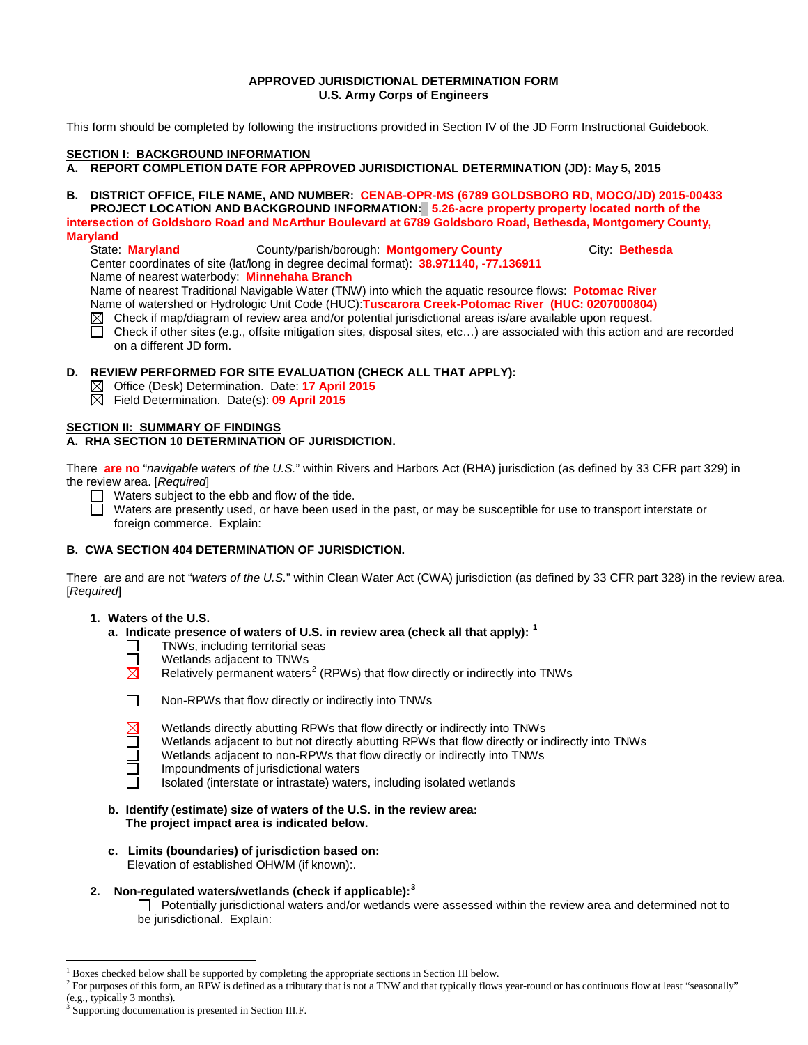**APPROVED JURISDICTIONAL DETERMINATION FORM**
**U.S. Army Corps of Engineers**

This form should be completed by following the instructions provided in Section IV of the JD Form Instructional Guidebook.

## SECTION I: BACKGROUND INFORMATION

**A. REPORT COMPLETION DATE FOR APPROVED JURISDICTIONAL DETERMINATION (JD): May 5, 2015**

**B. DISTRICT OFFICE, FILE NAME, AND NUMBER: CENAB-OPR-MS (6789 GOLDSBORO RD, MOCO/JD) 2015-00433**

**PROJECT LOCATION AND BACKGROUND INFORMATION: 5.26-acre property property located north of the intersection of Goldsboro Road and McArthur Boulevard at 6789 Goldsboro Road, Bethesda, Montgomery County, Maryland**

State: **Maryland** County/parish/borough: **Montgomery County** City: **Bethesda**
Center coordinates of site (lat/long in degree decimal format): **38.971140, -77.136911**
Name of nearest waterbody: **Minnehaha Branch**
Name of nearest Traditional Navigable Water (TNW) into which the aquatic resource flows: **Potomac River**
Name of watershed or Hydrologic Unit Code (HUC):**Tuscarora Creek-Potomac River (HUC: 0207000804)**

☒ Check if map/diagram of review area and/or potential jurisdictional areas is/are available upon request.
☐ Check if other sites (e.g., offsite mitigation sites, disposal sites, etc…) are associated with this action and are recorded on a different JD form.

**D. REVIEW PERFORMED FOR SITE EVALUATION (CHECK ALL THAT APPLY):**

☒ Office (Desk) Determination. Date: **17 April 2015**
☒ Field Determination. Date(s): **09 April 2015**

## SECTION II: SUMMARY OF FINDINGS

**A. RHA SECTION 10 DETERMINATION OF JURISDICTION.**

There **are no** "*navigable waters of the U.S.*" within Rivers and Harbors Act (RHA) jurisdiction (as defined by 33 CFR part 329) in the review area. [*Required*]

☐ Waters subject to the ebb and flow of the tide.
☐ Waters are presently used, or have been used in the past, or may be susceptible for use to transport interstate or foreign commerce. Explain:

**B. CWA SECTION 404 DETERMINATION OF JURISDICTION.**

There are and are not "*waters of the U.S.*" within Clean Water Act (CWA) jurisdiction (as defined by 33 CFR part 328) in the review area. [*Required*]

**1. Waters of the U.S.**

**a. Indicate presence of waters of U.S. in review area (check all that apply):** [1]

☐ TNWs, including territorial seas
☐ Wetlands adjacent to TNWs
☒ Relatively permanent waters[2] (RPWs) that flow directly or indirectly into TNWs

☐ Non-RPWs that flow directly or indirectly into TNWs

☒ Wetlands directly abutting RPWs that flow directly or indirectly into TNWs
☐ Wetlands adjacent to but not directly abutting RPWs that flow directly or indirectly into TNWs
☐ Wetlands adjacent to non-RPWs that flow directly or indirectly into TNWs
☐ Impoundments of jurisdictional waters
☐ Isolated (interstate or intrastate) waters, including isolated wetlands

**b. Identify (estimate) size of waters of the U.S. in the review area:**
**The project impact area is indicated below.**

**c. Limits (boundaries) of jurisdiction based on:**
Elevation of established OHWM (if known):.

**2. Non-regulated waters/wetlands (check if applicable):**[3]

☐ Potentially jurisdictional waters and/or wetlands were assessed within the review area and determined not to be jurisdictional. Explain:

---

[1] Boxes checked below shall be supported by completing the appropriate sections in Section III below.
[2] For purposes of this form, an RPW is defined as a tributary that is not a TNW and that typically flows year-round or has continuous flow at least "seasonally" (e.g., typically 3 months).
[3] Supporting documentation is presented in Section III.F.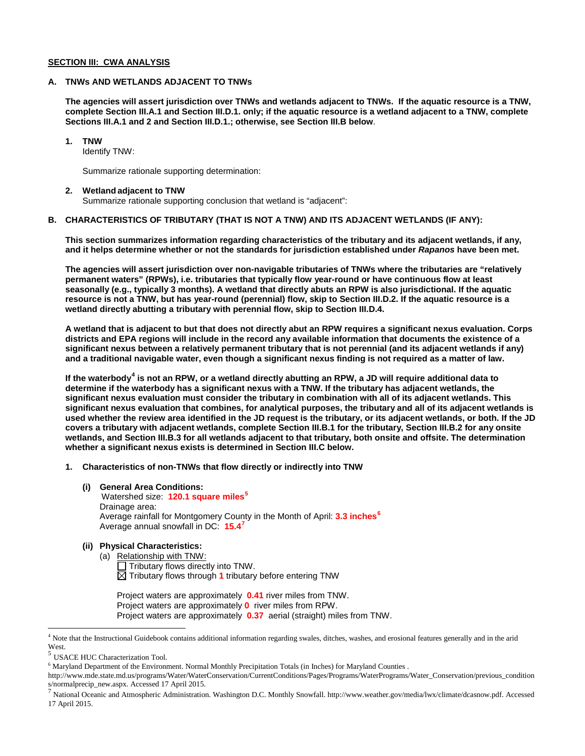## SECTION III: CWA ANALYSIS

### A. TNWs AND WETLANDS ADJACENT TO TNWs

**The agencies will assert jurisdiction over TNWs and wetlands adjacent to TNWs. If the aquatic resource is a TNW, complete Section III.A.1 and Section III.D.1. only; if the aquatic resource is a wetland adjacent to a TNW, complete Sections III.A.1 and 2 and Section III.D.1.; otherwise, see Section III.B below**.

**1. TNW**
Identify TNW:

Summarize rationale supporting determination:

**2. Wetland adjacent to TNW**
Summarize rationale supporting conclusion that wetland is "adjacent":

### B. CHARACTERISTICS OF TRIBUTARY (THAT IS NOT A TNW) AND ITS ADJACENT WETLANDS (IF ANY):

**This section summarizes information regarding characteristics of the tributary and its adjacent wetlands, if any, and it helps determine whether or not the standards for jurisdiction established under *Rapanos* have been met.**

**The agencies will assert jurisdiction over non-navigable tributaries of TNWs where the tributaries are "relatively permanent waters" (RPWs), i.e. tributaries that typically flow year-round or have continuous flow at least seasonally (e.g., typically 3 months). A wetland that directly abuts an RPW is also jurisdictional. If the aquatic resource is not a TNW, but has year-round (perennial) flow, skip to Section III.D.2. If the aquatic resource is a wetland directly abutting a tributary with perennial flow, skip to Section III.D.4.**

**A wetland that is adjacent to but that does not directly abut an RPW requires a significant nexus evaluation. Corps districts and EPA regions will include in the record any available information that documents the existence of a significant nexus between a relatively permanent tributary that is not perennial (and its adjacent wetlands if any) and a traditional navigable water, even though a significant nexus finding is not required as a matter of law.**

**If the waterbody[4] is not an RPW, or a wetland directly abutting an RPW, a JD will require additional data to determine if the waterbody has a significant nexus with a TNW. If the tributary has adjacent wetlands, the significant nexus evaluation must consider the tributary in combination with all of its adjacent wetlands. This significant nexus evaluation that combines, for analytical purposes, the tributary and all of its adjacent wetlands is used whether the review area identified in the JD request is the tributary, or its adjacent wetlands, or both. If the JD covers a tributary with adjacent wetlands, complete Section III.B.1 for the tributary, Section III.B.2 for any onsite wetlands, and Section III.B.3 for all wetlands adjacent to that tributary, both onsite and offsite. The determination whether a significant nexus exists is determined in Section III.C below.**

**1. Characteristics of non-TNWs that flow directly or indirectly into TNW**

**(i) General Area Conditions:**
Watershed size: **120.1 square miles[5]**
Drainage area:
Average rainfall for Montgomery County in the Month of April: **3.3 inches[6]**
Average annual snowfall in DC: **15.4[7]**

**(ii) Physical Characteristics:**

(a) Relationship with TNW:
☐ Tributary flows directly into TNW.
☒ Tributary flows through **1** tributary before entering TNW

Project waters are approximately **0.41** river miles from TNW.
Project waters are approximately **0** river miles from RPW.
Project waters are approximately **0.37** aerial (straight) miles from TNW.

---

[4] Note that the Instructional Guidebook contains additional information regarding swales, ditches, washes, and erosional features generally and in the arid West.

[5] USACE HUC Characterization Tool.

[6] Maryland Department of the Environment. Normal Monthly Precipitation Totals (in Inches) for Maryland Counties . http://www.mde.state.md.us/programs/Water/WaterConservation/CurrentConditions/Pages/Programs/WaterPrograms/Water_Conservation/previous_conditions/normalprecip_new.aspx. Accessed 17 April 2015.

[7] National Oceanic and Atmospheric Administration. Washington D.C. Monthly Snowfall. http://www.weather.gov/media/lwx/climate/dcasnow.pdf. Accessed 17 April 2015.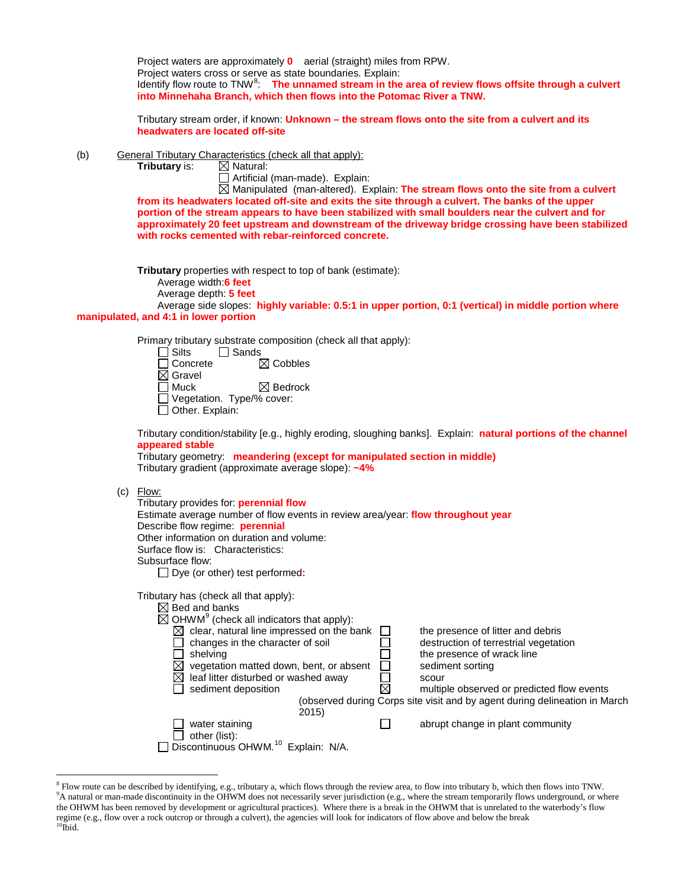Project waters are approximately **0** aerial (straight) miles from RPW.
Project waters cross or serve as state boundaries. Explain:
Identify flow route to TNW[8]: **The unnamed stream in the area of review flows offsite through a culvert into Minnehaha Branch, which then flows into the Potomac River a TNW.**

Tributary stream order, if known: **Unknown – the stream flows onto the site from a culvert and its headwaters are located off-site**

(b) General Tributary Characteristics (check all that apply):

**Tributary** is:
- ☒ Natural:
- ☐ Artificial (man-made). Explain:
- ☒ Manipulated (man-altered). Explain: **The stream flows onto the site from a culvert from its headwaters located off-site and exits the site through a culvert. The banks of the upper portion of the stream appears to have been stabilized with small boulders near the culvert and for approximately 20 feet upstream and downstream of the driveway bridge crossing have been stabilized with rocks cemented with rebar-reinforced concrete.**

**Tributary** properties with respect to top of bank (estimate):
- Average width: **6 feet**
- Average depth: **5 feet**
- Average side slopes: **highly variable: 0.5:1 in upper portion, 0:1 (vertical) in middle portion where manipulated, and 4:1 in lower portion**

Primary tributary substrate composition (check all that apply):
- ☐ Silts
- ☐ Sands
- ☐ Concrete
- ☒ Cobbles
- ☒ Gravel
- ☐ Muck
- ☒ Bedrock
- ☐ Vegetation. Type/% cover:
- ☐ Other. Explain:

Tributary condition/stability [e.g., highly eroding, sloughing banks]. Explain: **natural portions of the channel appeared stable**
Tributary geometry: **meandering (except for manipulated section in middle)**
Tributary gradient (approximate average slope): **~4%**

(c) Flow:

Tributary provides for: **perennial flow**
Estimate average number of flow events in review area/year: **flow throughout year**
Describe flow regime: **perennial**
Other information on duration and volume:
Surface flow is: Characteristics:
Subsurface flow:
- ☐ Dye (or other) test performed:

Tributary has (check all that apply):
- ☒ Bed and banks
- ☒ OHWM[9] (check all indicators that apply):
  - ☒ clear, natural line impressed on the bank
  - ☐ changes in the character of soil
  - ☐ shelving
  - ☒ vegetation matted down, bent, or absent
  - ☒ leaf litter disturbed or washed away
  - ☐ sediment deposition
  - ☐ water staining
  - ☐ other (list):
  - ☐ the presence of litter and debris
  - ☐ destruction of terrestrial vegetation
  - ☐ the presence of wrack line
  - ☐ sediment sorting
  - ☐ scour
  - ☒ multiple observed or predicted flow events (observed during Corps site visit and by agent during delineation in March 2015)
  - ☐ abrupt change in plant community
- ☐ Discontinuous OHWM.[10] Explain: N/A.

---

[8] Flow route can be described by identifying, e.g., tributary a, which flows through the review area, to flow into tributary b, which then flows into TNW.
[9] A natural or man-made discontinuity in the OHWM does not necessarily sever jurisdiction (e.g., where the stream temporarily flows underground, or where the OHWM has been removed by development or agricultural practices). Where there is a break in the OHWM that is unrelated to the waterbody's flow regime (e.g., flow over a rock outcrop or through a culvert), the agencies will look for indicators of flow above and below the break
[10] Ibid.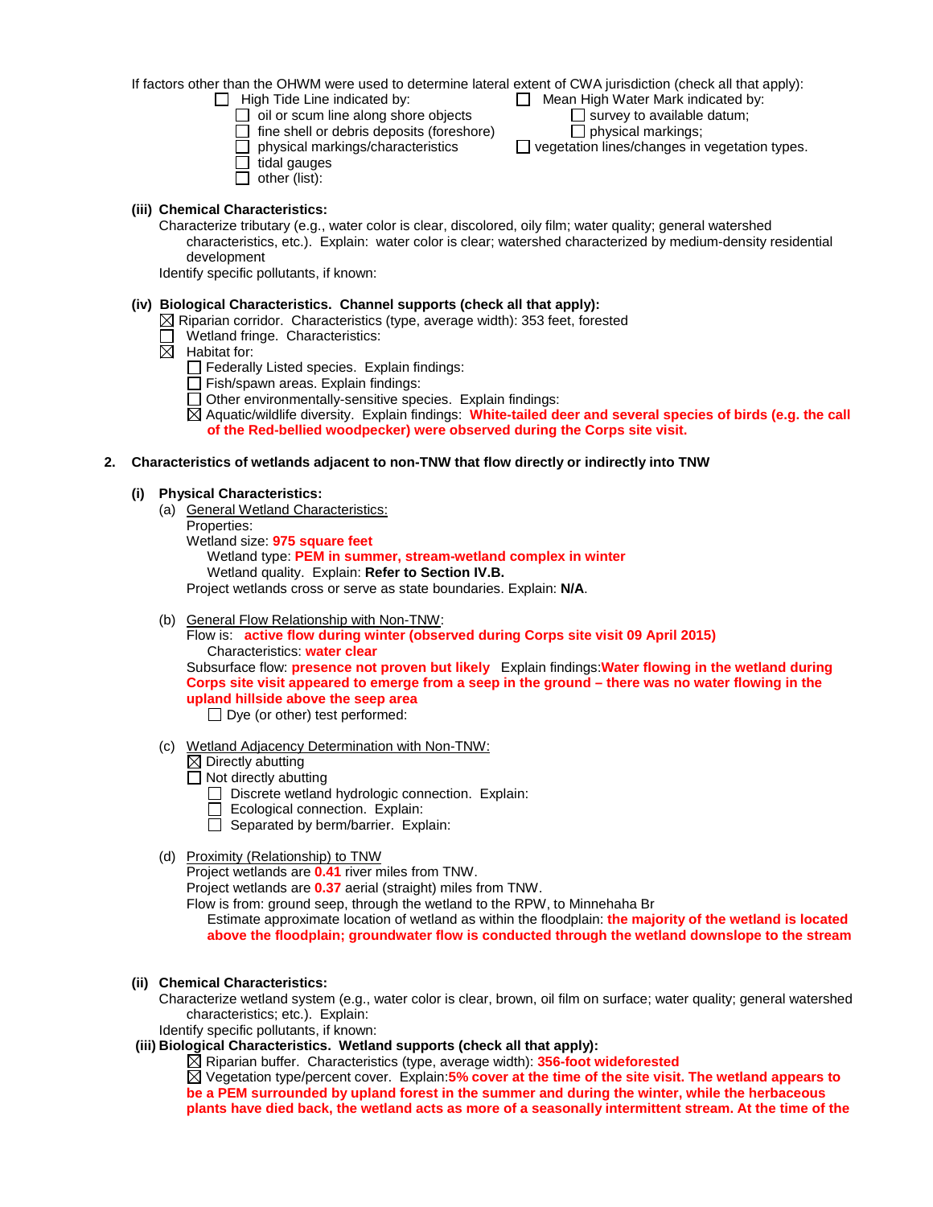If factors other than the OHWM were used to determine lateral extent of CWA jurisdiction (check all that apply):

- ☐ High Tide Line indicated by:
  - ☐ oil or scum line along shore objects
  - ☐ fine shell or debris deposits (foreshore)
  - ☐ physical markings/characteristics
  - ☐ tidal gauges
  - ☐ other (list):
- ☐ Mean High Water Mark indicated by:
  - ☐ survey to available datum;
  - ☐ physical markings;
  - ☐ vegetation lines/changes in vegetation types.

**(iii) Chemical Characteristics:**

Characterize tributary (e.g., water color is clear, discolored, oily film; water quality; general watershed characteristics, etc.). Explain: water color is clear; watershed characterized by medium-density residential development

Identify specific pollutants, if known:

**(iv) Biological Characteristics. Channel supports (check all that apply):**

- ☒ Riparian corridor. Characteristics (type, average width): 353 feet, forested
- ☐ Wetland fringe. Characteristics:
- ☒ Habitat for:
  - ☐ Federally Listed species. Explain findings:
  - ☐ Fish/spawn areas. Explain findings:
  - ☐ Other environmentally-sensitive species. Explain findings:
  - ☒ Aquatic/wildlife diversity. Explain findings: **White-tailed deer and several species of birds (e.g. the call of the Red-bellied woodpecker) were observed during the Corps site visit.**

**2. Characteristics of wetlands adjacent to non-TNW that flow directly or indirectly into TNW**

**(i) Physical Characteristics:**

(a) General Wetland Characteristics:

Properties:

Wetland size: **975 square feet**

Wetland type: **PEM in summer, stream-wetland complex in winter**

Wetland quality. Explain: **Refer to Section IV.B.**

Project wetlands cross or serve as state boundaries. Explain: **N/A**.

(b) General Flow Relationship with Non-TNW:

Flow is: **active flow during winter (observed during Corps site visit 09 April 2015)**

Characteristics: **water clear**

Subsurface flow: **presence not proven but likely** Explain findings:**Water flowing in the wetland during Corps site visit appeared to emerge from a seep in the ground – there was no water flowing in the upland hillside above the seep area**

☐ Dye (or other) test performed:

(c) Wetland Adjacency Determination with Non-TNW:

- ☒ Directly abutting
- ☐ Not directly abutting
  - ☐ Discrete wetland hydrologic connection. Explain:
  - ☐ Ecological connection. Explain:
  - ☐ Separated by berm/barrier. Explain:

(d) Proximity (Relationship) to TNW

Project wetlands are **0.41** river miles from TNW.

Project wetlands are **0.37** aerial (straight) miles from TNW.

Flow is from: ground seep, through the wetland to the RPW, to Minnehaha Br

Estimate approximate location of wetland as within the floodplain: **the majority of the wetland is located above the floodplain; groundwater flow is conducted through the wetland downslope to the stream**

**(ii) Chemical Characteristics:**

Characterize wetland system (e.g., water color is clear, brown, oil film on surface; water quality; general watershed characteristics; etc.). Explain:

Identify specific pollutants, if known:

**(iii) Biological Characteristics. Wetland supports (check all that apply):**

- ☒ Riparian buffer. Characteristics (type, average width): **356-foot wideforested**
- ☒ Vegetation type/percent cover. Explain:**5% cover at the time of the site visit. The wetland appears to be a PEM surrounded by upland forest in the summer and during the winter, while the herbaceous plants have died back, the wetland acts as more of a seasonally intermittent stream. At the time of the**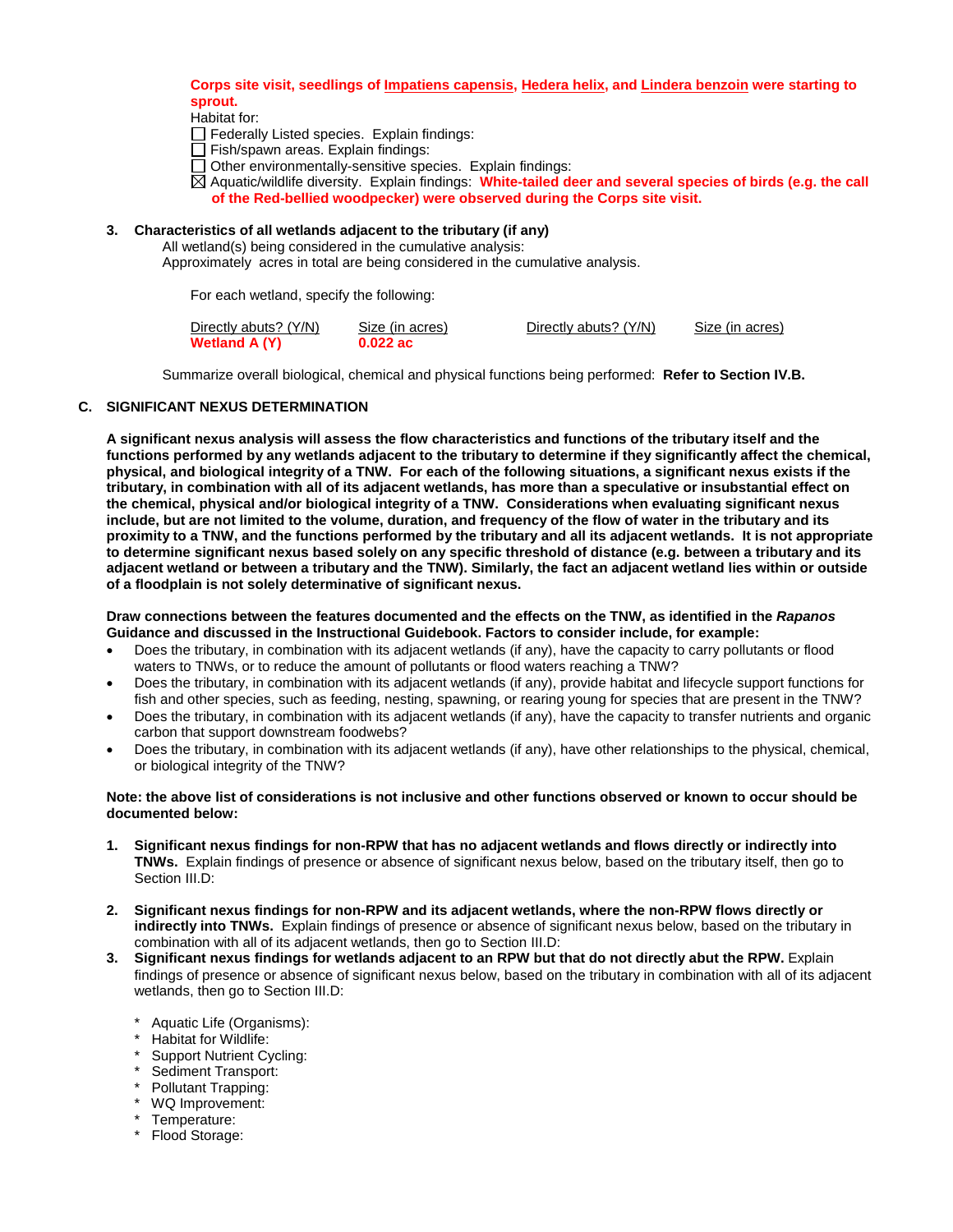**Corps site visit, seedlings of Impatiens capensis, Hedera helix, and Lindera benzoin were starting to sprout.**

Habitat for:

☐ Federally Listed species. Explain findings:

☐ Fish/spawn areas. Explain findings:

☐ Other environmentally-sensitive species. Explain findings:

☒ Aquatic/wildlife diversity. Explain findings: **White-tailed deer and several species of birds (e.g. the call of the Red-bellied woodpecker) were observed during the Corps site visit.**

**3. Characteristics of all wetlands adjacent to the tributary (if any)**

All wetland(s) being considered in the cumulative analysis:

Approximately acres in total are being considered in the cumulative analysis.

For each wetland, specify the following:

| Directly abuts? (Y/N) | Size (in acres) | Directly abuts? (Y/N) | Size (in acres) |
|---|---|---|---|
| **Wetland A (Y)** | **0.022 ac** | | |

Summarize overall biological, chemical and physical functions being performed: **Refer to Section IV.B.**

## C. SIGNIFICANT NEXUS DETERMINATION

**A significant nexus analysis will assess the flow characteristics and functions of the tributary itself and the functions performed by any wetlands adjacent to the tributary to determine if they significantly affect the chemical, physical, and biological integrity of a TNW. For each of the following situations, a significant nexus exists if the tributary, in combination with all of its adjacent wetlands, has more than a speculative or insubstantial effect on the chemical, physical and/or biological integrity of a TNW. Considerations when evaluating significant nexus include, but are not limited to the volume, duration, and frequency of the flow of water in the tributary and its proximity to a TNW, and the functions performed by the tributary and all its adjacent wetlands. It is not appropriate to determine significant nexus based solely on any specific threshold of distance (e.g. between a tributary and its adjacent wetland or between a tributary and the TNW). Similarly, the fact an adjacent wetland lies within or outside of a floodplain is not solely determinative of significant nexus.**

**Draw connections between the features documented and the effects on the TNW, as identified in the *Rapanos* Guidance and discussed in the Instructional Guidebook. Factors to consider include, for example:**

- Does the tributary, in combination with its adjacent wetlands (if any), have the capacity to carry pollutants or flood waters to TNWs, or to reduce the amount of pollutants or flood waters reaching a TNW?
- Does the tributary, in combination with its adjacent wetlands (if any), provide habitat and lifecycle support functions for fish and other species, such as feeding, nesting, spawning, or rearing young for species that are present in the TNW?
- Does the tributary, in combination with its adjacent wetlands (if any), have the capacity to transfer nutrients and organic carbon that support downstream foodwebs?
- Does the tributary, in combination with its adjacent wetlands (if any), have other relationships to the physical, chemical, or biological integrity of the TNW?

**Note: the above list of considerations is not inclusive and other functions observed or known to occur should be documented below:**

1. **Significant nexus findings for non-RPW that has no adjacent wetlands and flows directly or indirectly into TNWs.** Explain findings of presence or absence of significant nexus below, based on the tributary itself, then go to Section III.D:

2. **Significant nexus findings for non-RPW and its adjacent wetlands, where the non-RPW flows directly or indirectly into TNWs.** Explain findings of presence or absence of significant nexus below, based on the tributary in combination with all of its adjacent wetlands, then go to Section III.D:

3. **Significant nexus findings for wetlands adjacent to an RPW but that do not directly abut the RPW.** Explain findings of presence or absence of significant nexus below, based on the tributary in combination with all of its adjacent wetlands, then go to Section III.D:

   * Aquatic Life (Organisms):
   * Habitat for Wildlife:
   * Support Nutrient Cycling:
   * Sediment Transport:
   * Pollutant Trapping:
   * WQ Improvement:
   * Temperature:
   * Flood Storage: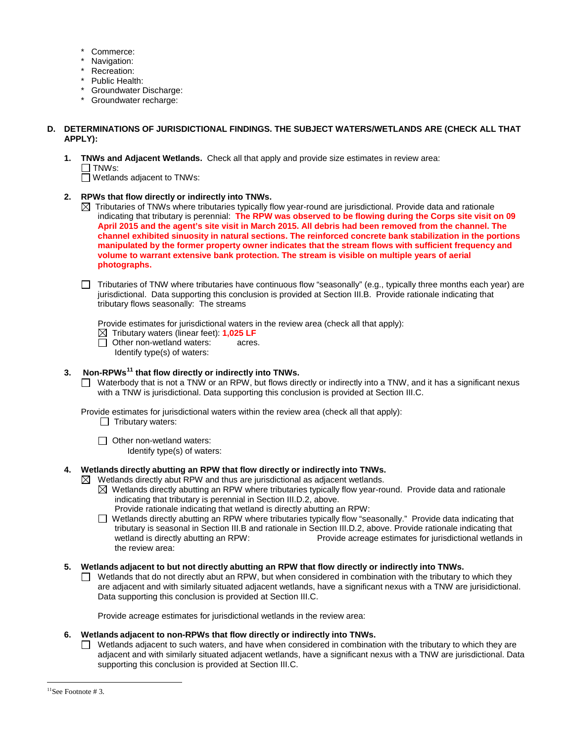- \* Commerce:
- \* Navigation:
- \* Recreation:
- \* Public Health:
- \* Groundwater Discharge:
- \* Groundwater recharge:

**D. DETERMINATIONS OF JURISDICTIONAL FINDINGS. THE SUBJECT WATERS/WETLANDS ARE (CHECK ALL THAT APPLY):**

**1. TNWs and Adjacent Wetlands.** Check all that apply and provide size estimates in review area:

☐ TNWs:

☐ Wetlands adjacent to TNWs:

**2. RPWs that flow directly or indirectly into TNWs.**

☒ Tributaries of TNWs where tributaries typically flow year-round are jurisdictional. Provide data and rationale indicating that tributary is perennial: **The RPW was observed to be flowing during the Corps site visit on 09 April 2015 and the agent's site visit in March 2015. All debris had been removed from the channel. The channel exhibited sinuosity in natural sections. The reinforced concrete bank stabilization in the portions manipulated by the former property owner indicates that the stream flows with sufficient frequency and volume to warrant extensive bank protection. The stream is visible on multiple years of aerial photographs.**

☐ Tributaries of TNW where tributaries have continuous flow "seasonally" (e.g., typically three months each year) are jurisdictional. Data supporting this conclusion is provided at Section III.B. Provide rationale indicating that tributary flows seasonally: The streams

Provide estimates for jurisdictional waters in the review area (check all that apply):

☒ Tributary waters (linear feet): **1,025 LF**

☐ Other non-wetland waters: acres.

Identify type(s) of waters:

**3. Non-RPWs[11] that flow directly or indirectly into TNWs.**

☐ Waterbody that is not a TNW or an RPW, but flows directly or indirectly into a TNW, and it has a significant nexus with a TNW is jurisdictional. Data supporting this conclusion is provided at Section III.C.

Provide estimates for jurisdictional waters within the review area (check all that apply):

☐ Tributary waters:

☐ Other non-wetland waters:

Identify type(s) of waters:

**4. Wetlands directly abutting an RPW that flow directly or indirectly into TNWs.**

☒ Wetlands directly abut RPW and thus are jurisdictional as adjacent wetlands.

☒ Wetlands directly abutting an RPW where tributaries typically flow year-round. Provide data and rationale indicating that tributary is perennial in Section III.D.2, above.
Provide rationale indicating that wetland is directly abutting an RPW:

☐ Wetlands directly abutting an RPW where tributaries typically flow "seasonally." Provide data indicating that tributary is seasonal in Section III.B and rationale in Section III.D.2, above. Provide rationale indicating that wetland is directly abutting an RPW: Provide acreage estimates for jurisdictional wetlands in the review area:

**5. Wetlands adjacent to but not directly abutting an RPW that flow directly or indirectly into TNWs.**

☐ Wetlands that do not directly abut an RPW, but when considered in combination with the tributary to which they are adjacent and with similarly situated adjacent wetlands, have a significant nexus with a TNW are jurisidictional. Data supporting this conclusion is provided at Section III.C.

Provide acreage estimates for jurisdictional wetlands in the review area:

**6. Wetlands adjacent to non-RPWs that flow directly or indirectly into TNWs.**

☐ Wetlands adjacent to such waters, and have when considered in combination with the tributary to which they are adjacent and with similarly situated adjacent wetlands, have a significant nexus with a TNW are jurisdictional. Data supporting this conclusion is provided at Section III.C.

---

[11] See Footnote # 3.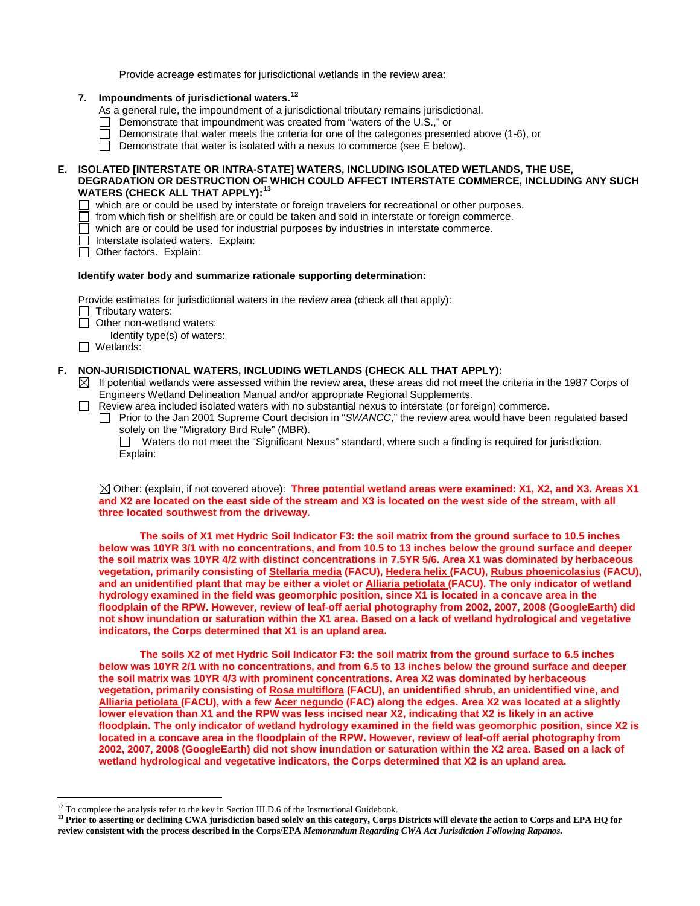Provide acreage estimates for jurisdictional wetlands in the review area:

**7. Impoundments of jurisdictional waters.**[12]

As a general rule, the impoundment of a jurisdictional tributary remains jurisdictional.

☐ Demonstrate that impoundment was created from "waters of the U.S.," or
☐ Demonstrate that water meets the criteria for one of the categories presented above (1-6), or
☐ Demonstrate that water is isolated with a nexus to commerce (see E below).

**E. ISOLATED [INTERSTATE OR INTRA-STATE] WATERS, INCLUDING ISOLATED WETLANDS, THE USE, DEGRADATION OR DESTRUCTION OF WHICH COULD AFFECT INTERSTATE COMMERCE, INCLUDING ANY SUCH WATERS (CHECK ALL THAT APPLY):**[13]

☐ which are or could be used by interstate or foreign travelers for recreational or other purposes.
☐ from which fish or shellfish are or could be taken and sold in interstate or foreign commerce.
☐ which are or could be used for industrial purposes by industries in interstate commerce.
☐ Interstate isolated waters. Explain:
☐ Other factors. Explain:

**Identify water body and summarize rationale supporting determination:**

Provide estimates for jurisdictional waters in the review area (check all that apply):

☐ Tributary waters:
☐ Other non-wetland waters:
Identify type(s) of waters:
☐ Wetlands:

**F. NON-JURISDICTIONAL WATERS, INCLUDING WETLANDS (CHECK ALL THAT APPLY):**

☒ If potential wetlands were assessed within the review area, these areas did not meet the criteria in the 1987 Corps of Engineers Wetland Delineation Manual and/or appropriate Regional Supplements.
☐ Review area included isolated waters with no substantial nexus to interstate (or foreign) commerce.
☐ Prior to the Jan 2001 Supreme Court decision in "*SWANCC*," the review area would have been regulated based solely on the "Migratory Bird Rule" (MBR).
☐ Waters do not meet the "Significant Nexus" standard, where such a finding is required for jurisdiction. Explain:

☒ Other: (explain, if not covered above): **Three potential wetland areas were examined: X1, X2, and X3. Areas X1 and X2 are located on the east side of the stream and X3 is located on the west side of the stream, with all three located southwest from the driveway.**

**The soils of X1 met Hydric Soil Indicator F3: the soil matrix from the ground surface to 10.5 inches below was 10YR 3/1 with no concentrations, and from 10.5 to 13 inches below the ground surface and deeper the soil matrix was 10YR 4/2 with distinct concentrations in 7.5YR 5/6. Area X1 was dominated by herbaceous vegetation, primarily consisting of Stellaria media (FACU), Hedera helix (FACU), Rubus phoenicolasius (FACU), and an unidentified plant that may be either a violet or Alliaria petiolata (FACU). The only indicator of wetland hydrology examined in the field was geomorphic position, since X1 is located in a concave area in the floodplain of the RPW. However, review of leaf-off aerial photography from 2002, 2007, 2008 (GoogleEarth) did not show inundation or saturation within the X1 area. Based on a lack of wetland hydrological and vegetative indicators, the Corps determined that X1 is an upland area.**

**The soils X2 of met Hydric Soil Indicator F3: the soil matrix from the ground surface to 6.5 inches below was 10YR 2/1 with no concentrations, and from 6.5 to 13 inches below the ground surface and deeper the soil matrix was 10YR 4/3 with prominent concentrations. Area X2 was dominated by herbaceous vegetation, primarily consisting of Rosa multiflora (FACU), an unidentified shrub, an unidentified vine, and Alliaria petiolata (FACU), with a few Acer negundo (FAC) along the edges. Area X2 was located at a slightly lower elevation than X1 and the RPW was less incised near X2, indicating that X2 is likely in an active floodplain. The only indicator of wetland hydrology examined in the field was geomorphic position, since X2 is located in a concave area in the floodplain of the RPW. However, review of leaf-off aerial photography from 2002, 2007, 2008 (GoogleEarth) did not show inundation or saturation within the X2 area. Based on a lack of wetland hydrological and vegetative indicators, the Corps determined that X2 is an upland area.**

---

[12] To complete the analysis refer to the key in Section III.D.6 of the Instructional Guidebook.

[13] **Prior to asserting or declining CWA jurisdiction based solely on this category, Corps Districts will elevate the action to Corps and EPA HQ for review consistent with the process described in the Corps/EPA *Memorandum Regarding CWA Act Jurisdiction Following Rapanos.***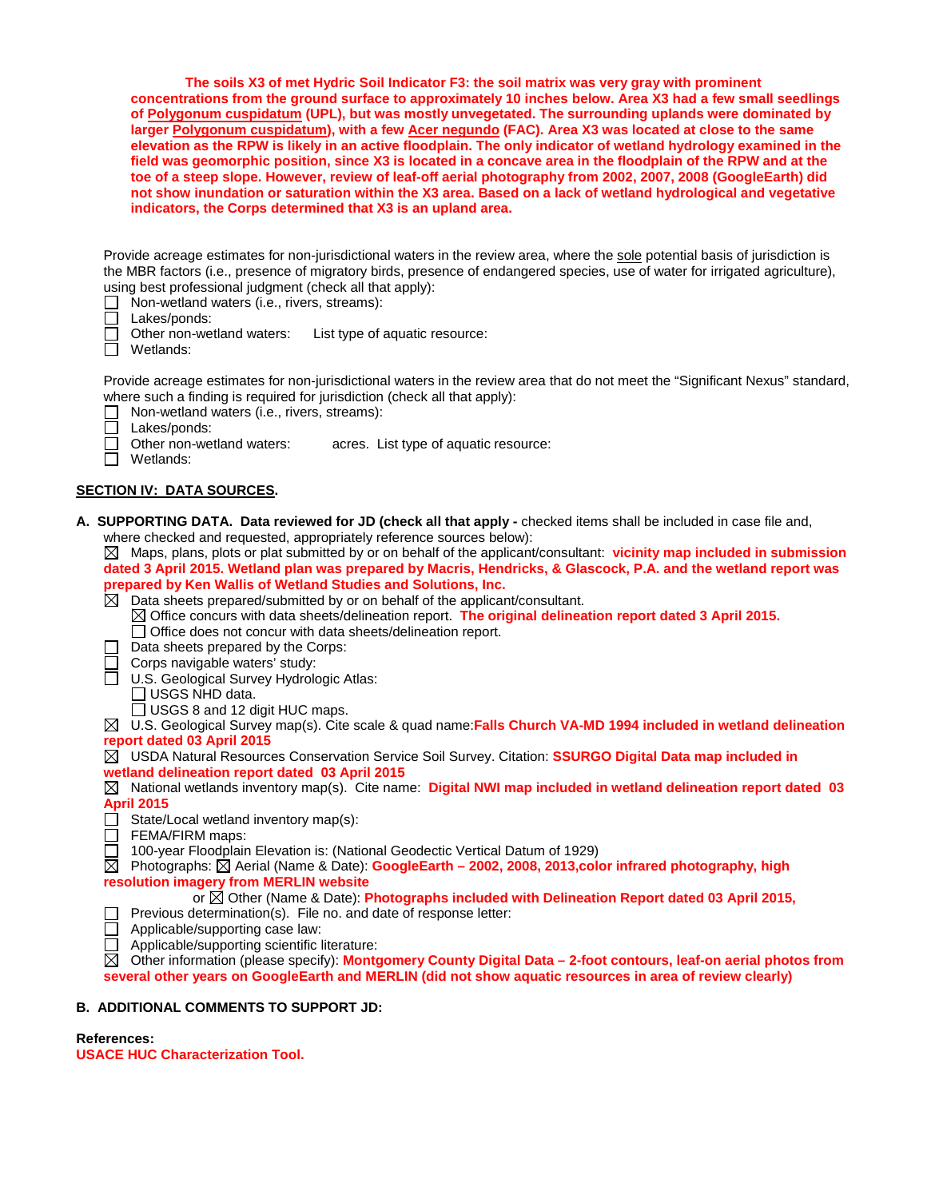**The soils X3 of met Hydric Soil Indicator F3: the soil matrix was very gray with prominent concentrations from the ground surface to approximately 10 inches below. Area X3 had a few small seedlings of Polygonum cuspidatum (UPL), but was mostly unvegetated. The surrounding uplands were dominated by larger Polygonum cuspidatum), with a few Acer negundo (FAC). Area X3 was located at close to the same elevation as the RPW is likely in an active floodplain. The only indicator of wetland hydrology examined in the field was geomorphic position, since X3 is located in a concave area in the floodplain of the RPW and at the toe of a steep slope. However, review of leaf-off aerial photography from 2002, 2007, 2008 (GoogleEarth) did not show inundation or saturation within the X3 area. Based on a lack of wetland hydrological and vegetative indicators, the Corps determined that X3 is an upland area.**

Provide acreage estimates for non-jurisdictional waters in the review area, where the sole potential basis of jurisdiction is the MBR factors (i.e., presence of migratory birds, presence of endangered species, use of water for irrigated agriculture), using best professional judgment (check all that apply):

- ☐ Non-wetland waters (i.e., rivers, streams):
- ☐ Lakes/ponds:
- ☐ Other non-wetland waters: List type of aquatic resource:
- ☐ Wetlands:

Provide acreage estimates for non-jurisdictional waters in the review area that do not meet the "Significant Nexus" standard, where such a finding is required for jurisdiction (check all that apply):

- ☐ Non-wetland waters (i.e., rivers, streams):
- ☐ Lakes/ponds:
- ☐ Other non-wetland waters: acres. List type of aquatic resource:
- ☐ Wetlands:

## SECTION IV: DATA SOURCES.

**A. SUPPORTING DATA. Data reviewed for JD (check all that apply -** checked items shall be included in case file and, where checked and requested, appropriately reference sources below):

- ☒ Maps, plans, plots or plat submitted by or on behalf of the applicant/consultant: **vicinity map included in submission dated 3 April 2015. Wetland plan was prepared by Macris, Hendricks, & Glascock, P.A. and the wetland report was prepared by Ken Wallis of Wetland Studies and Solutions, Inc.**
- ☒ Data sheets prepared/submitted by or on behalf of the applicant/consultant.
  - ☒ Office concurs with data sheets/delineation report. **The original delineation report dated 3 April 2015.**
  - ☐ Office does not concur with data sheets/delineation report.
- ☐ Data sheets prepared by the Corps:
- ☐ Corps navigable waters' study:
- ☐ U.S. Geological Survey Hydrologic Atlas:
  - ☐ USGS NHD data.
  - ☐ USGS 8 and 12 digit HUC maps.
- ☒ U.S. Geological Survey map(s). Cite scale & quad name:**Falls Church VA-MD 1994 included in wetland delineation report dated 03 April 2015**
- ☒ USDA Natural Resources Conservation Service Soil Survey. Citation: **SSURGO Digital Data map included in wetland delineation report dated 03 April 2015**
- ☒ National wetlands inventory map(s). Cite name: **Digital NWI map included in wetland delineation report dated 03 April 2015**
- ☐ State/Local wetland inventory map(s):
- ☐ FEMA/FIRM maps:
- ☐ 100-year Floodplain Elevation is: (National Geodectic Vertical Datum of 1929)
- ☒ Photographs: ☒ Aerial (Name & Date): **GoogleEarth – 2002, 2008, 2013,color infrared photography, high resolution imagery from MERLIN website**
  or ☒ Other (Name & Date): **Photographs included with Delineation Report dated 03 April 2015,**
- ☐ Previous determination(s). File no. and date of response letter:
- ☐ Applicable/supporting case law:
- ☐ Applicable/supporting scientific literature:
- ☒ Other information (please specify): **Montgomery County Digital Data – 2-foot contours, leaf-on aerial photos from several other years on GoogleEarth and MERLIN (did not show aquatic resources in area of review clearly)**

**B. ADDITIONAL COMMENTS TO SUPPORT JD:**

**References:**
**USACE HUC Characterization Tool.**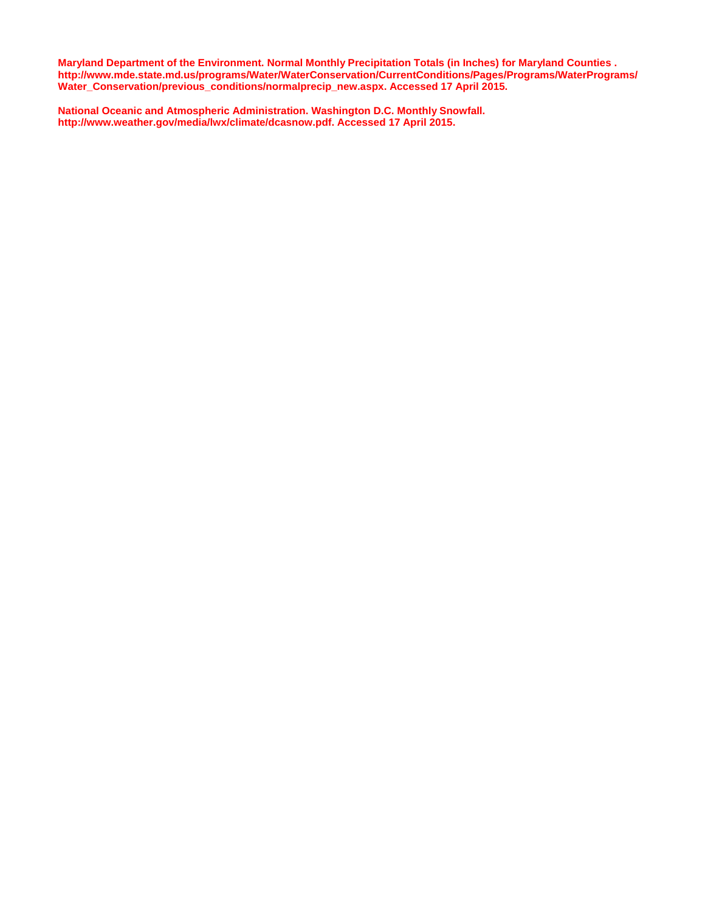**Maryland Department of the Environment. Normal Monthly Precipitation Totals (in Inches) for Maryland Counties . http://www.mde.state.md.us/programs/Water/WaterConservation/CurrentConditions/Pages/Programs/WaterPrograms/Water_Conservation/previous_conditions/normalprecip_new.aspx. Accessed 17 April 2015.**

**National Oceanic and Atmospheric Administration. Washington D.C. Monthly Snowfall. http://www.weather.gov/media/lwx/climate/dcasnow.pdf. Accessed 17 April 2015.**